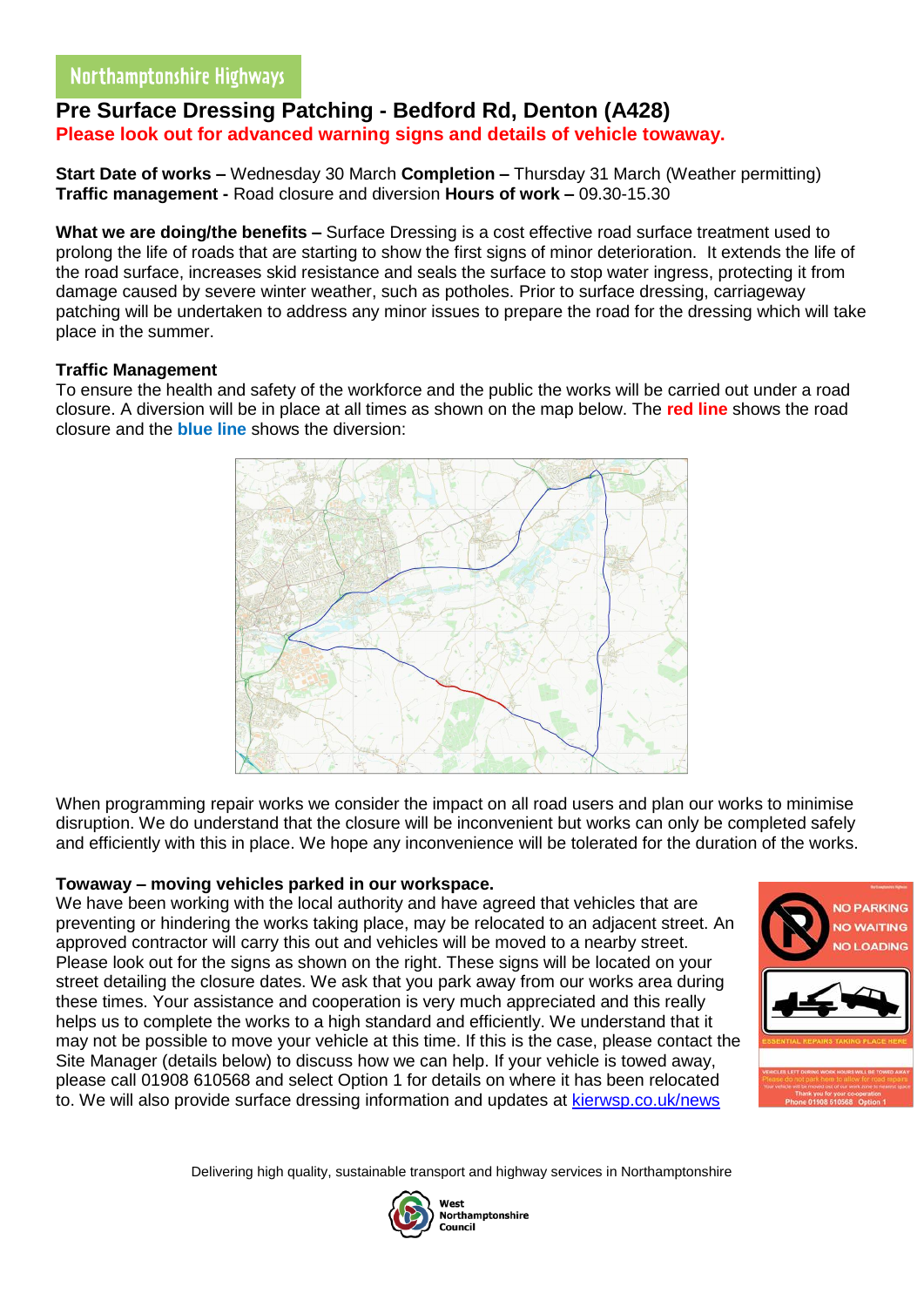Northamptonshire Highways

# Pre Surface Dressing Patching - Bedford Rd, Denton (A428)

**Please look out for advanced warning signs and details of vehicle towaway.**

**Start Date of works –** Wednesday 30 March **Completion –** Thursday 31 March (Weather permitting)
**Traffic management -** Road closure and diversion **Hours of work –** 09.30-15.30

**What we are doing/the benefits –** Surface Dressing is a cost effective road surface treatment used to prolong the life of roads that are starting to show the first signs of minor deterioration. It extends the life of the road surface, increases skid resistance and seals the surface to stop water ingress, protecting it from damage caused by severe winter weather, such as potholes. Prior to surface dressing, carriageway patching will be undertaken to address any minor issues to prepare the road for the dressing which will take place in the summer.

**Traffic Management**
To ensure the health and safety of the workforce and the public the works will be carried out under a road closure. A diversion will be in place at all times as shown on the map below. The **red line** shows the road closure and the **blue line** shows the diversion:

When programming repair works we consider the impact on all road users and plan our works to minimise disruption. We do understand that the closure will be inconvenient but works can only be completed safely and efficiently with this in place. We hope any inconvenience will be tolerated for the duration of the works.

**Towaway – moving vehicles parked in our workspace.**
We have been working with the local authority and have agreed that vehicles that are preventing or hindering the works taking place, may be relocated to an adjacent street. An approved contractor will carry this out and vehicles will be moved to a nearby street. Please look out for the signs as shown on the right. These signs will be located on your street detailing the closure dates. We ask that you park away from our works area during these times. Your assistance and cooperation is very much appreciated and this really helps us to complete the works to a high standard and efficiently. We understand that it may not be possible to move your vehicle at this time. If this is the case, please contact the Site Manager (details below) to discuss how we can help. If your vehicle is towed away, please call 01908 610568 and select Option 1 for details on where it has been relocated to. We will also provide surface dressing information and updates at kierwsp.co.uk/news

Delivering high quality, sustainable transport and highway services in Northamptonshire

West Northamptonshire Council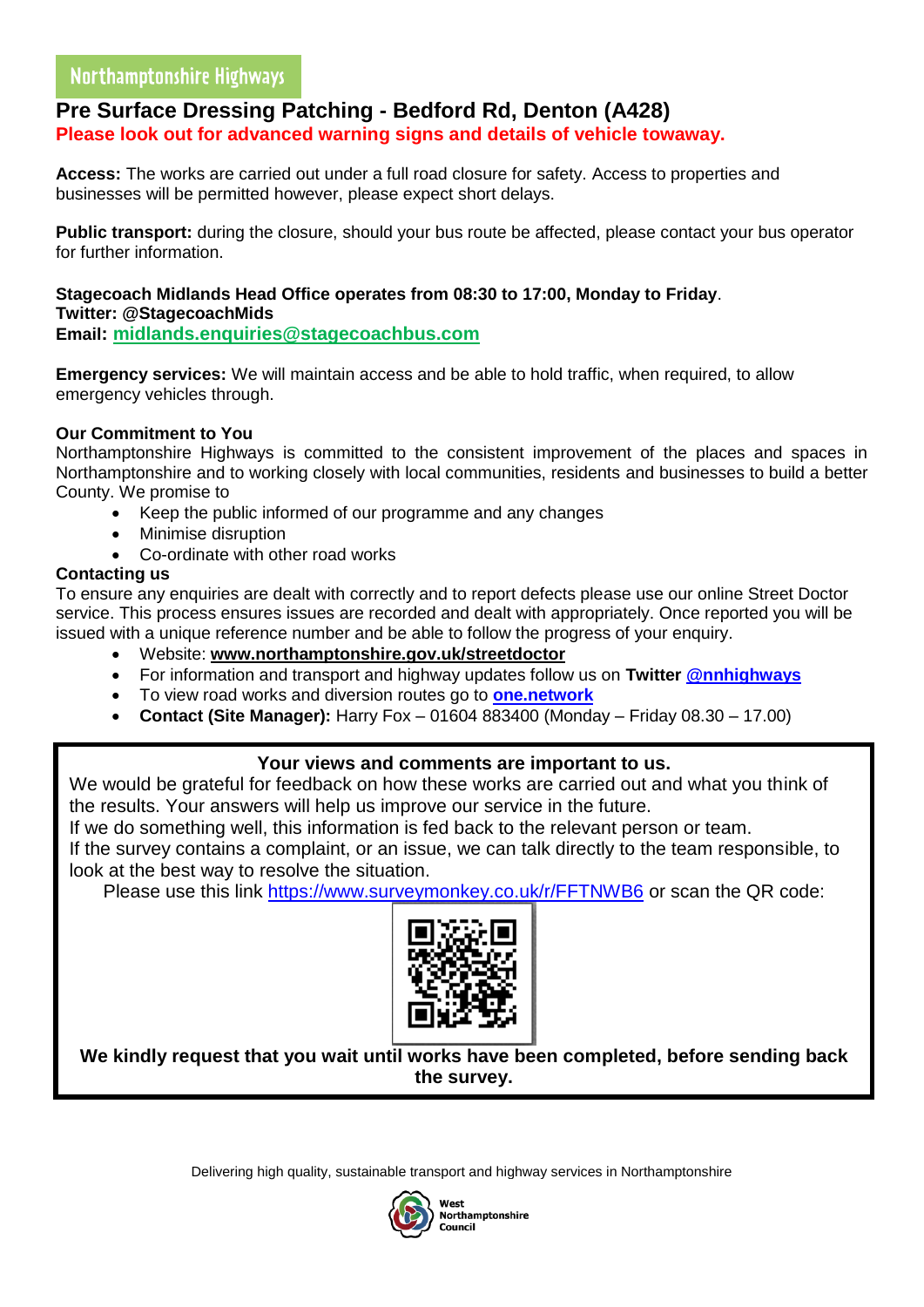Northamptonshire Highways

## Pre Surface Dressing Patching - Bedford Rd, Denton (A428)

**Please look out for advanced warning signs and details of vehicle towaway.**

**Access:** The works are carried out under a full road closure for safety. Access to properties and businesses will be permitted however, please expect short delays.

**Public transport:** during the closure, should your bus route be affected, please contact your bus operator for further information.

**Stagecoach Midlands Head Office operates from 08:30 to 17:00, Monday to Friday**.
**Twitter: @StagecoachMids**
**Email: midlands.enquiries@stagecoachbus.com**

**Emergency services:** We will maintain access and be able to hold traffic, when required, to allow emergency vehicles through.

**Our Commitment to You**

Northamptonshire Highways is committed to the consistent improvement of the places and spaces in Northamptonshire and to working closely with local communities, residents and businesses to build a better County. We promise to

- Keep the public informed of our programme and any changes
- Minimise disruption
- Co-ordinate with other road works

**Contacting us**

To ensure any enquiries are dealt with correctly and to report defects please use our online Street Doctor service. This process ensures issues are recorded and dealt with appropriately. Once reported you will be issued with a unique reference number and be able to follow the progress of your enquiry.

- Website: **www.northamptonshire.gov.uk/streetdoctor**
- For information and transport and highway updates follow us on **Twitter @nnhighways**
- To view road works and diversion routes go to **one.network**
- **Contact (Site Manager):** Harry Fox – 01604 883400 (Monday – Friday 08.30 – 17.00)

**Your views and comments are important to us.**

We would be grateful for feedback on how these works are carried out and what you think of the results. Your answers will help us improve our service in the future.
If we do something well, this information is fed back to the relevant person or team.
If the survey contains a complaint, or an issue, we can talk directly to the team responsible, to look at the best way to resolve the situation.

Please use this link https://www.surveymonkey.co.uk/r/FFTNWB6 or scan the QR code:

**We kindly request that you wait until works have been completed, before sending back the survey.**

Delivering high quality, sustainable transport and highway services in Northamptonshire

West Northamptonshire Council